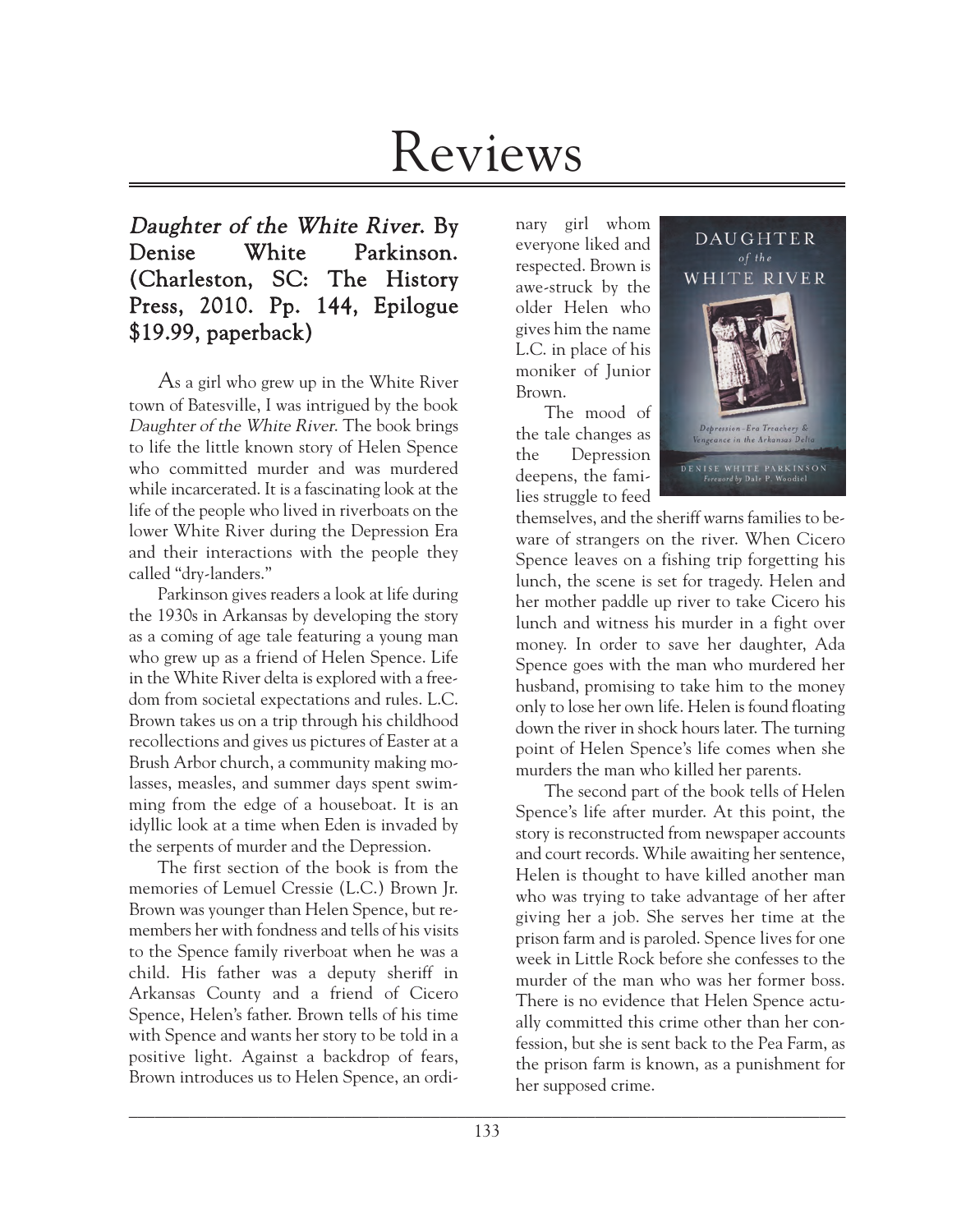# Reviews

## *Daughter of the White River*. By Denise White Parkinson. (Charleston, SC: The History Press, 2010. Pp. 144, Epilogue $19.99, paperback)

As a girl who grew up in the White River town of Batesville, I was intrigued by the book *Daughter of the White River*. The book brings to life the little known story of Helen Spence who committed murder and was murdered while incarcerated. It is a fascinating look at the life of the people who lived in riverboats on the lower White River during the Depression Era and their interactions with the people they called "dry-landers."

Parkinson gives readers a look at life during the 1930s in Arkansas by developing the story as a coming of age tale featuring a young man who grew up as a friend of Helen Spence. Life in the White River delta is explored with a freedom from societal expectations and rules. L.C. Brown takes us on a trip through his childhood recollections and gives us pictures of Easter at a Brush Arbor church, a community making molasses, measles, and summer days spent swimming from the edge of a houseboat. It is an idyllic look at a time when Eden is invaded by the serpents of murder and the Depression.

The first section of the book is from the memories of Lemuel Cressie (L.C.) Brown Jr. Brown was younger than Helen Spence, but remembers her with fondness and tells of his visits to the Spence family riverboat when he was a child. His father was a deputy sheriff in Arkansas County and a friend of Cicero Spence, Helen's father. Brown tells of his time with Spence and wants her story to be told in a positive light. Against a backdrop of fears, Brown introduces us to Helen Spence, an ordinary girl whom everyone liked and respected. Brown is awe-struck by the older Helen who gives him the name L.C. in place of his moniker of Junior Brown.

The mood of the tale changes as the Depression deepens, the families struggle to feed themselves, and the sheriff warns families to beware of strangers on the river. When Cicero Spence leaves on a fishing trip forgetting his lunch, the scene is set for tragedy. Helen and her mother paddle up river to take Cicero his lunch and witness his murder in a fight over money. In order to save her daughter, Ada Spence goes with the man who murdered her husband, promising to take him to the money only to lose her own life. Helen is found floating down the river in shock hours later. The turning point of Helen Spence's life comes when she murders the man who killed her parents.

The second part of the book tells of Helen Spence's life after murder. At this point, the story is reconstructed from newspaper accounts and court records. While awaiting her sentence, Helen is thought to have killed another man who was trying to take advantage of her after giving her a job. She serves her time at the prison farm and is paroled. Spence lives for one week in Little Rock before she confesses to the murder of the man who was her former boss. There is no evidence that Helen Spence actually committed this crime other than her confession, but she is sent back to the Pea Farm, as the prison farm is known, as a punishment for her supposed crime.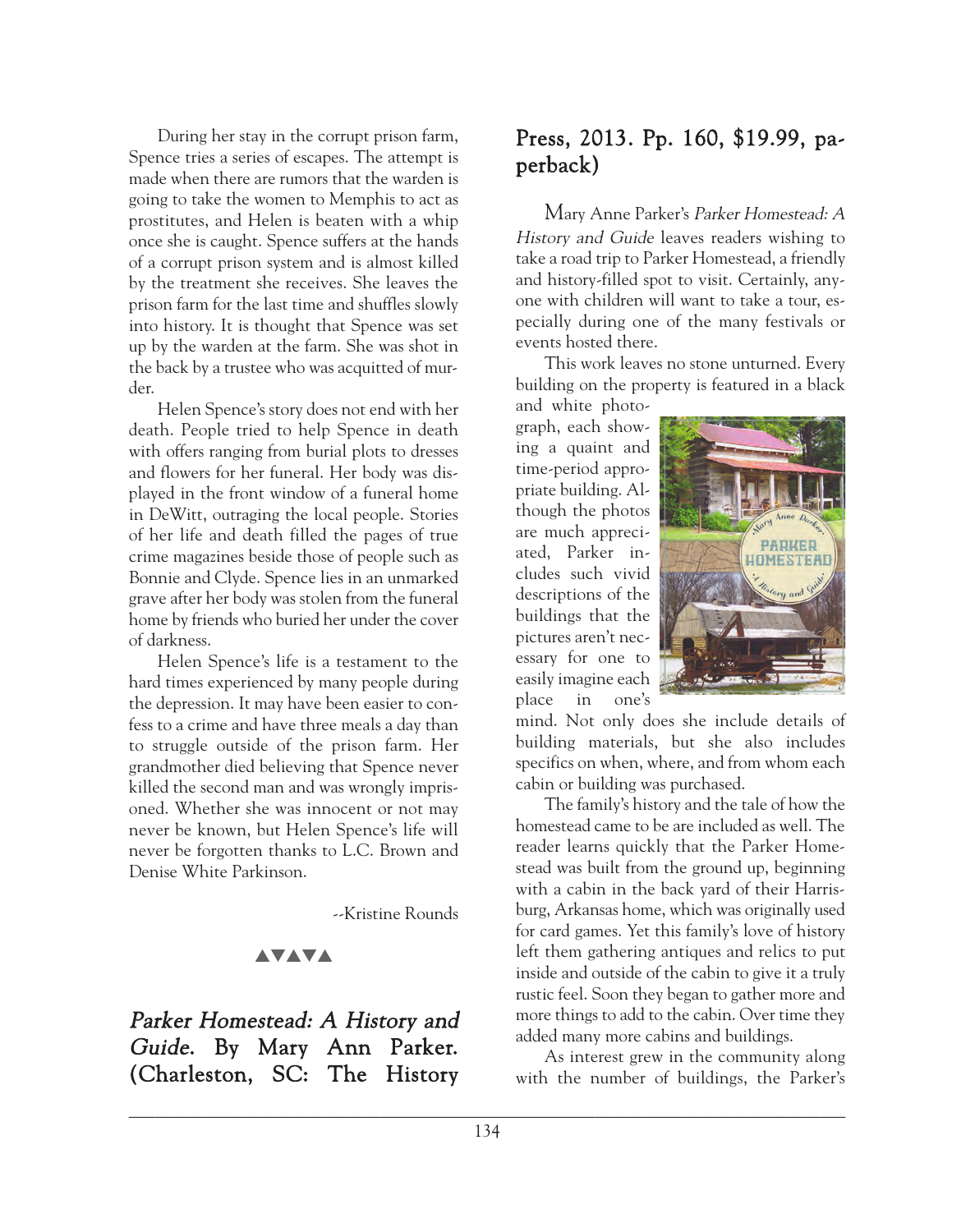During her stay in the corrupt prison farm, Spence tries a series of escapes. The attempt is made when there are rumors that the warden is going to take the women to Memphis to act as prostitutes, and Helen is beaten with a whip once she is caught. Spence suffers at the hands of a corrupt prison system and is almost killed by the treatment she receives. She leaves the prison farm for the last time and shuffles slowly into history. It is thought that Spence was set up by the warden at the farm. She was shot in the back by a trustee who was acquitted of murder.

Helen Spence's story does not end with her death. People tried to help Spence in death with offers ranging from burial plots to dresses and flowers for her funeral. Her body was displayed in the front window of a funeral home in DeWitt, outraging the local people. Stories of her life and death filled the pages of true crime magazines beside those of people such as Bonnie and Clyde. Spence lies in an unmarked grave after her body was stolen from the funeral home by friends who buried her under the cover of darkness.

Helen Spence's life is a testament to the hard times experienced by many people during the depression. It may have been easier to confess to a crime and have three meals a day than to struggle outside of the prison farm. Her grandmother died believing that Spence never killed the second man and was wrongly imprisoned. Whether she was innocent or not may never be known, but Helen Spence's life will never be forgotten thanks to L.C. Brown and Denise White Parkinson.

--Kristine Rounds

▲▼▲▼▲

## *Parker Homestead: A History and Guide*. By Mary Ann Parker. (Charleston, SC: The History Press, 2013. Pp. 160, $19.99, paperback)

Mary Anne Parker's *Parker Homestead: A History and Guide* leaves readers wishing to take a road trip to Parker Homestead, a friendly and history-filled spot to visit. Certainly, anyone with children will want to take a tour, especially during one of the many festivals or events hosted there.

This work leaves no stone unturned. Every building on the property is featured in a black and white photograph, each showing a quaint and time-period appropriate building. Although the photos are much appreciated, Parker includes such vivid descriptions of the buildings that the pictures aren't necessary for one to easily imagine each place in one's mind. Not only does she include details of building materials, but she also includes specifics on when, where, and from whom each cabin or building was purchased.

The family's history and the tale of how the homestead came to be are included as well. The reader learns quickly that the Parker Homestead was built from the ground up, beginning with a cabin in the back yard of their Harrisburg, Arkansas home, which was originally used for card games. Yet this family's love of history left them gathering antiques and relics to put inside and outside of the cabin to give it a truly rustic feel. Soon they began to gather more and more things to add to the cabin. Over time they added many more cabins and buildings.

As interest grew in the community along with the number of buildings, the Parker's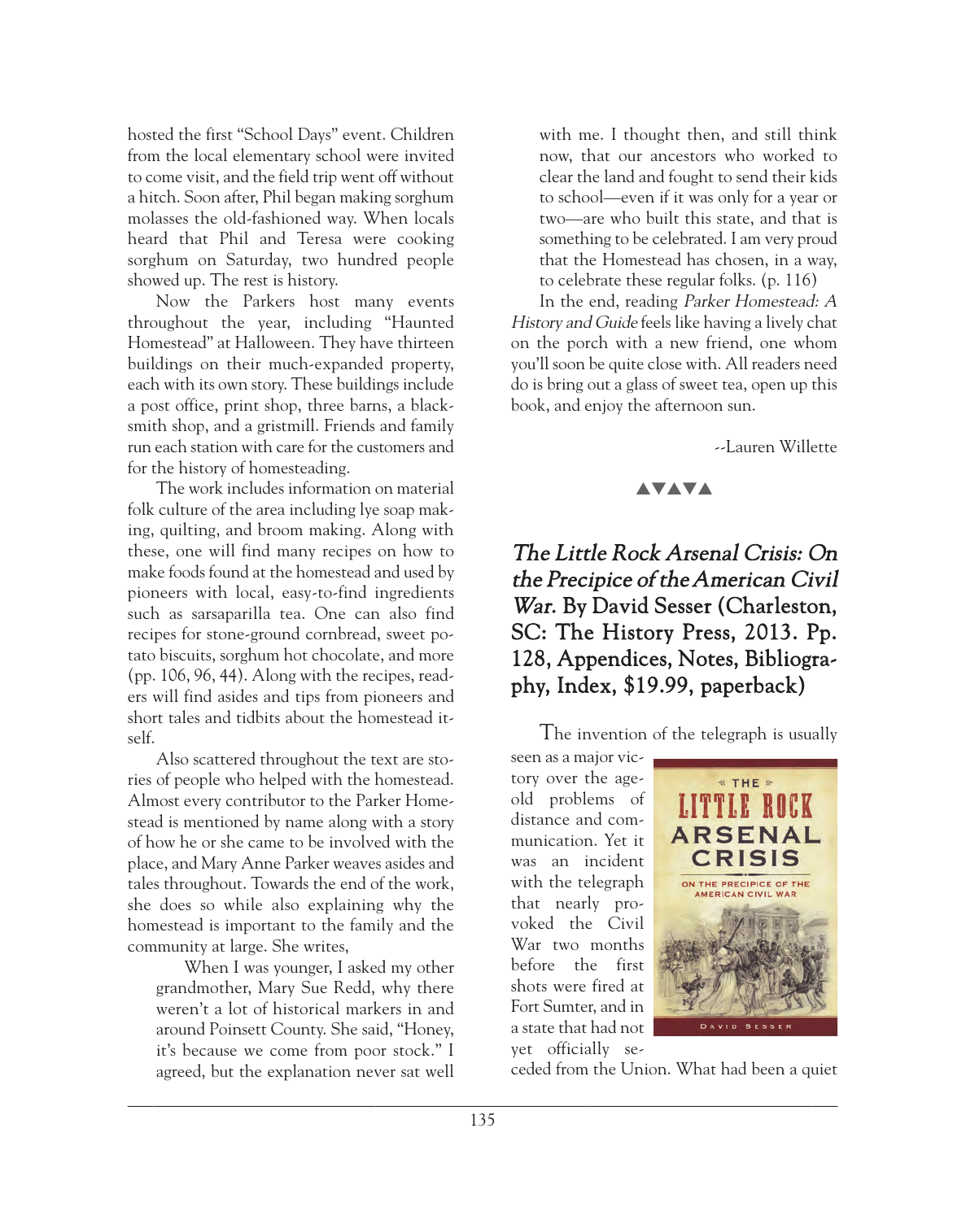hosted the first "School Days" event. Children from the local elementary school were invited to come visit, and the field trip went off without a hitch. Soon after, Phil began making sorghum molasses the old-fashioned way. When locals heard that Phil and Teresa were cooking sorghum on Saturday, two hundred people showed up. The rest is history.

Now the Parkers host many events throughout the year, including "Haunted Homestead" at Halloween. They have thirteen buildings on their much-expanded property, each with its own story. These buildings include a post office, print shop, three barns, a blacksmith shop, and a gristmill. Friends and family run each station with care for the customers and for the history of homesteading.

The work includes information on material folk culture of the area including lye soap making, quilting, and broom making. Along with these, one will find many recipes on how to make foods found at the homestead and used by pioneers with local, easy-to-find ingredients such as sarsaparilla tea. One can also find recipes for stone-ground cornbread, sweet potato biscuits, sorghum hot chocolate, and more (pp. 106, 96, 44). Along with the recipes, readers will find asides and tips from pioneers and short tales and tidbits about the homestead itself.

Also scattered throughout the text are stories of people who helped with the homestead. Almost every contributor to the Parker Homestead is mentioned by name along with a story of how he or she came to be involved with the place, and Mary Anne Parker weaves asides and tales throughout. Towards the end of the work, she does so while also explaining why the homestead is important to the family and the community at large. She writes,

> When I was younger, I asked my other grandmother, Mary Sue Redd, why there weren't a lot of historical markers in and around Poinsett County. She said, "Honey, it's because we come from poor stock." I agreed, but the explanation never sat well with me. I thought then, and still think now, that our ancestors who worked to clear the land and fought to send their kids to school—even if it was only for a year or two—are who built this state, and that is something to be celebrated. I am very proud that the Homestead has chosen, in a way, to celebrate these regular folks. (p. 116)

In the end, reading *Parker Homestead: A History and Guide* feels like having a lively chat on the porch with a new friend, one whom you'll soon be quite close with. All readers need do is bring out a glass of sweet tea, open up this book, and enjoy the afternoon sun.

--Lauren Willette

▲▼▲▼▲

## *The Little Rock Arsenal Crisis: On the Precipice of the American Civil War.* By David Sesser (Charleston, SC: The History Press, 2013. Pp. 128, Appendices, Notes, Bibliography, Index, $19.99, paperback)

The invention of the telegraph is usually seen as a major victory over the age-old problems of distance and communication. Yet it was an incident with the telegraph that nearly provoked the Civil War two months before the first shots were fired at Fort Sumter, and in a state that had not yet officially seceded from the Union. What had been a quiet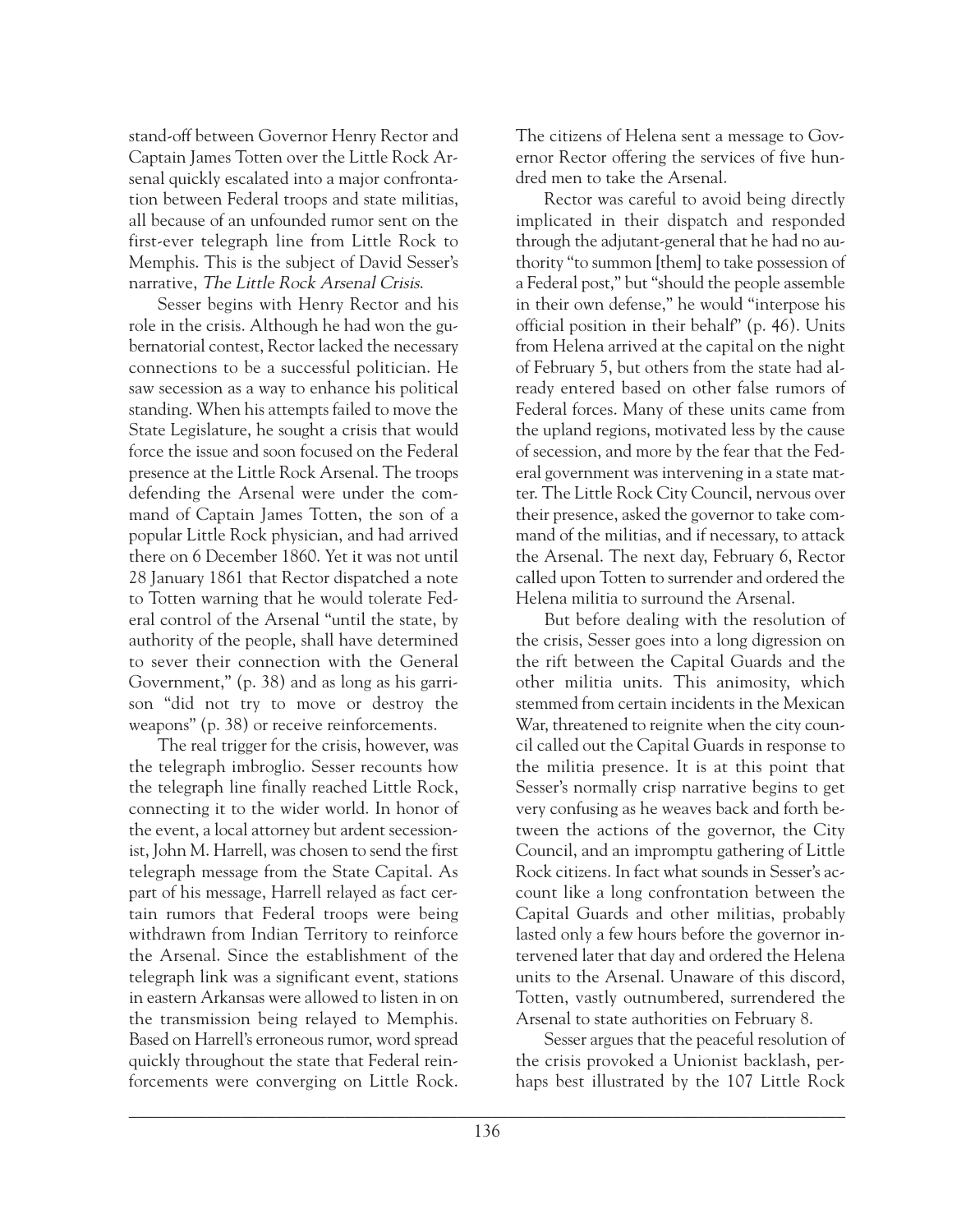stand-off between Governor Henry Rector and Captain James Totten over the Little Rock Arsenal quickly escalated into a major confrontation between Federal troops and state militias, all because of an unfounded rumor sent on the first-ever telegraph line from Little Rock to Memphis. This is the subject of David Sesser's narrative, *The Little Rock Arsenal Crisis*.

Sesser begins with Henry Rector and his role in the crisis. Although he had won the gubernatorial contest, Rector lacked the necessary connections to be a successful politician. He saw secession as a way to enhance his political standing. When his attempts failed to move the State Legislature, he sought a crisis that would force the issue and soon focused on the Federal presence at the Little Rock Arsenal. The troops defending the Arsenal were under the command of Captain James Totten, the son of a popular Little Rock physician, and had arrived there on 6 December 1860. Yet it was not until 28 January 1861 that Rector dispatched a note to Totten warning that he would tolerate Federal control of the Arsenal "until the state, by authority of the people, shall have determined to sever their connection with the General Government," (p. 38) and as long as his garrison "did not try to move or destroy the weapons" (p. 38) or receive reinforcements.

The real trigger for the crisis, however, was the telegraph imbroglio. Sesser recounts how the telegraph line finally reached Little Rock, connecting it to the wider world. In honor of the event, a local attorney but ardent secessionist, John M. Harrell, was chosen to send the first telegraph message from the State Capital. As part of his message, Harrell relayed as fact certain rumors that Federal troops were being withdrawn from Indian Territory to reinforce the Arsenal. Since the establishment of the telegraph link was a significant event, stations in eastern Arkansas were allowed to listen in on the transmission being relayed to Memphis. Based on Harrell's erroneous rumor, word spread quickly throughout the state that Federal reinforcements were converging on Little Rock. The citizens of Helena sent a message to Governor Rector offering the services of five hundred men to take the Arsenal.

Rector was careful to avoid being directly implicated in their dispatch and responded through the adjutant-general that he had no authority "to summon [them] to take possession of a Federal post," but "should the people assemble in their own defense," he would "interpose his official position in their behalf" (p. 46). Units from Helena arrived at the capital on the night of February 5, but others from the state had already entered based on other false rumors of Federal forces. Many of these units came from the upland regions, motivated less by the cause of secession, and more by the fear that the Federal government was intervening in a state matter. The Little Rock City Council, nervous over their presence, asked the governor to take command of the militias, and if necessary, to attack the Arsenal. The next day, February 6, Rector called upon Totten to surrender and ordered the Helena militia to surround the Arsenal.

But before dealing with the resolution of the crisis, Sesser goes into a long digression on the rift between the Capital Guards and the other militia units. This animosity, which stemmed from certain incidents in the Mexican War, threatened to reignite when the city council called out the Capital Guards in response to the militia presence. It is at this point that Sesser's normally crisp narrative begins to get very confusing as he weaves back and forth between the actions of the governor, the City Council, and an impromptu gathering of Little Rock citizens. In fact what sounds in Sesser's account like a long confrontation between the Capital Guards and other militias, probably lasted only a few hours before the governor intervened later that day and ordered the Helena units to the Arsenal. Unaware of this discord, Totten, vastly outnumbered, surrendered the Arsenal to state authorities on February 8.

Sesser argues that the peaceful resolution of the crisis provoked a Unionist backlash, perhaps best illustrated by the 107 Little Rock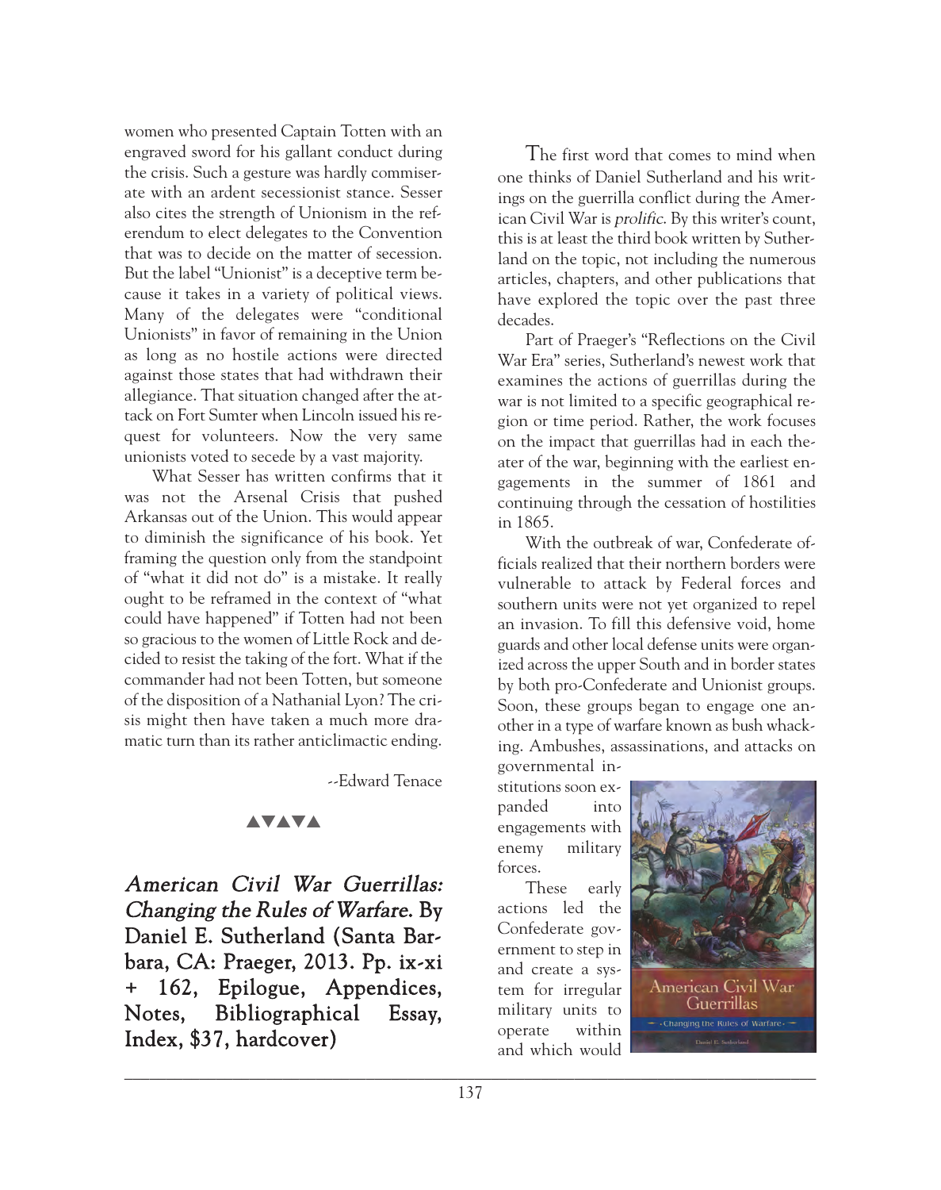women who presented Captain Totten with an engraved sword for his gallant conduct during the crisis. Such a gesture was hardly commiserate with an ardent secessionist stance. Sesser also cites the strength of Unionism in the referendum to elect delegates to the Convention that was to decide on the matter of secession. But the label "Unionist" is a deceptive term because it takes in a variety of political views. Many of the delegates were "conditional Unionists" in favor of remaining in the Union as long as no hostile actions were directed against those states that had withdrawn their allegiance. That situation changed after the attack on Fort Sumter when Lincoln issued his request for volunteers. Now the very same unionists voted to secede by a vast majority.

What Sesser has written confirms that it was not the Arsenal Crisis that pushed Arkansas out of the Union. This would appear to diminish the significance of his book. Yet framing the question only from the standpoint of "what it did not do" is a mistake. It really ought to be reframed in the context of "what could have happened" if Totten had not been so gracious to the women of Little Rock and decided to resist the taking of the fort. What if the commander had not been Totten, but someone of the disposition of a Nathanial Lyon? The crisis might then have taken a much more dramatic turn than its rather anticlimactic ending.

--Edward Tenace

▲▼▲▼▲

## *American Civil War Guerrillas: Changing the Rules of Warfare.* By Daniel E. Sutherland (Santa Barbara, CA: Praeger, 2013. Pp. ix-xi + 162, Epilogue, Appendices, Notes, Bibliographical Essay, Index, $37, hardcover)

The first word that comes to mind when one thinks of Daniel Sutherland and his writings on the guerrilla conflict during the American Civil War is *prolific*. By this writer's count, this is at least the third book written by Sutherland on the topic, not including the numerous articles, chapters, and other publications that have explored the topic over the past three decades.

Part of Praeger's "Reflections on the Civil War Era" series, Sutherland's newest work that examines the actions of guerrillas during the war is not limited to a specific geographical region or time period. Rather, the work focuses on the impact that guerrillas had in each theater of the war, beginning with the earliest engagements in the summer of 1861 and continuing through the cessation of hostilities in 1865.

With the outbreak of war, Confederate officials realized that their northern borders were vulnerable to attack by Federal forces and southern units were not yet organized to repel an invasion. To fill this defensive void, home guards and other local defense units were organized across the upper South and in border states by both pro-Confederate and Unionist groups. Soon, these groups began to engage one another in a type of warfare known as bush whacking. Ambushes, assassinations, and attacks on governmental institutions soon expanded into engagements with enemy military forces.

These early actions led the Confederate government to step in and create a system for irregular military units to operate within and which would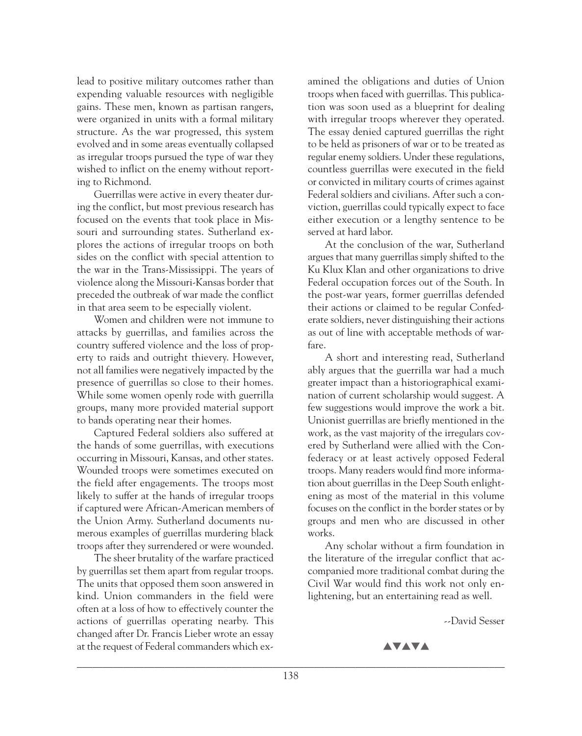lead to positive military outcomes rather than expending valuable resources with negligible gains. These men, known as partisan rangers, were organized in units with a formal military structure. As the war progressed, this system evolved and in some areas eventually collapsed as irregular troops pursued the type of war they wished to inflict on the enemy without reporting to Richmond.

Guerrillas were active in every theater during the conflict, but most previous research has focused on the events that took place in Missouri and surrounding states. Sutherland explores the actions of irregular troops on both sides on the conflict with special attention to the war in the Trans-Mississippi. The years of violence along the Missouri-Kansas border that preceded the outbreak of war made the conflict in that area seem to be especially violent.

Women and children were not immune to attacks by guerrillas, and families across the country suffered violence and the loss of property to raids and outright thievery. However, not all families were negatively impacted by the presence of guerrillas so close to their homes. While some women openly rode with guerrilla groups, many more provided material support to bands operating near their homes.

Captured Federal soldiers also suffered at the hands of some guerrillas, with executions occurring in Missouri, Kansas, and other states. Wounded troops were sometimes executed on the field after engagements. The troops most likely to suffer at the hands of irregular troops if captured were African-American members of the Union Army. Sutherland documents numerous examples of guerrillas murdering black troops after they surrendered or were wounded.

The sheer brutality of the warfare practiced by guerrillas set them apart from regular troops. The units that opposed them soon answered in kind. Union commanders in the field were often at a loss of how to effectively counter the actions of guerrillas operating nearby. This changed after Dr. Francis Lieber wrote an essay at the request of Federal commanders which examined the obligations and duties of Union troops when faced with guerrillas. This publication was soon used as a blueprint for dealing with irregular troops wherever they operated. The essay denied captured guerrillas the right to be held as prisoners of war or to be treated as regular enemy soldiers. Under these regulations, countless guerrillas were executed in the field or convicted in military courts of crimes against Federal soldiers and civilians. After such a conviction, guerrillas could typically expect to face either execution or a lengthy sentence to be served at hard labor.

At the conclusion of the war, Sutherland argues that many guerrillas simply shifted to the Ku Klux Klan and other organizations to drive Federal occupation forces out of the South. In the post-war years, former guerrillas defended their actions or claimed to be regular Confederate soldiers, never distinguishing their actions as out of line with acceptable methods of warfare.

A short and interesting read, Sutherland ably argues that the guerrilla war had a much greater impact than a historiographical examination of current scholarship would suggest. A few suggestions would improve the work a bit. Unionist guerrillas are briefly mentioned in the work, as the vast majority of the irregulars covered by Sutherland were allied with the Confederacy or at least actively opposed Federal troops. Many readers would find more information about guerrillas in the Deep South enlightening as most of the material in this volume focuses on the conflict in the border states or by groups and men who are discussed in other works.

Any scholar without a firm foundation in the literature of the irregular conflict that accompanied more traditional combat during the Civil War would find this work not only enlightening, but an entertaining read as well.

--David Sesser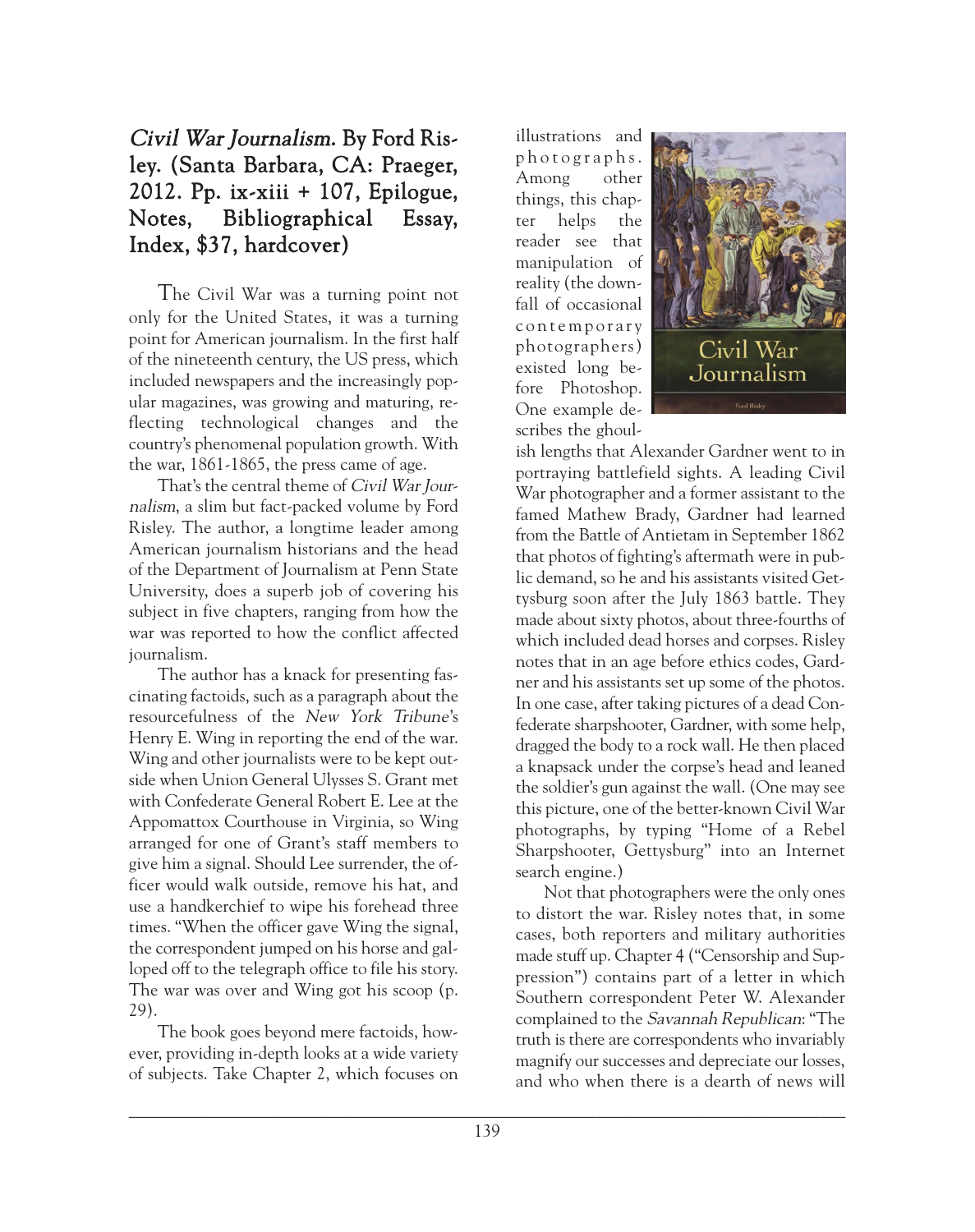## *Civil War Journalism*. By Ford Risley. (Santa Barbara, CA: Praeger, 2012. Pp. ix-xiii + 107, Epilogue, Notes, Bibliographical Essay, Index, $37, hardcover)

The Civil War was a turning point not only for the United States, it was a turning point for American journalism. In the first half of the nineteenth century, the US press, which included newspapers and the increasingly popular magazines, was growing and maturing, reflecting technological changes and the country's phenomenal population growth. With the war, 1861-1865, the press came of age.

That's the central theme of *Civil War Journalism*, a slim but fact-packed volume by Ford Risley. The author, a longtime leader among American journalism historians and the head of the Department of Journalism at Penn State University, does a superb job of covering his subject in five chapters, ranging from how the war was reported to how the conflict affected journalism.

The author has a knack for presenting fascinating factoids, such as a paragraph about the resourcefulness of the *New York Tribune*'s Henry E. Wing in reporting the end of the war. Wing and other journalists were to be kept outside when Union General Ulysses S. Grant met with Confederate General Robert E. Lee at the Appomattox Courthouse in Virginia, so Wing arranged for one of Grant's staff members to give him a signal. Should Lee surrender, the officer would walk outside, remove his hat, and use a handkerchief to wipe his forehead three times. "When the officer gave Wing the signal, the correspondent jumped on his horse and galloped off to the telegraph office to file his story. The war was over and Wing got his scoop (p. 29).

The book goes beyond mere factoids, however, providing in-depth looks at a wide variety of subjects. Take Chapter 2, which focuses on illustrations and photographs. Among other things, this chapter helps the reader see that manipulation of reality (the downfall of occasional contemporary photographers) existed long before Photoshop. One example describes the ghoulish lengths that Alexander Gardner went to in portraying battlefield sights. A leading Civil War photographer and a former assistant to the famed Mathew Brady, Gardner had learned from the Battle of Antietam in September 1862 that photos of fighting's aftermath were in public demand, so he and his assistants visited Gettysburg soon after the July 1863 battle. They made about sixty photos, about three-fourths of which included dead horses and corpses. Risley notes that in an age before ethics codes, Gardner and his assistants set up some of the photos. In one case, after taking pictures of a dead Confederate sharpshooter, Gardner, with some help, dragged the body to a rock wall. He then placed a knapsack under the corpse's head and leaned the soldier's gun against the wall. (One may see this picture, one of the better-known Civil War photographs, by typing "Home of a Rebel Sharpshooter, Gettysburg" into an Internet search engine.)

Not that photographers were the only ones to distort the war. Risley notes that, in some cases, both reporters and military authorities made stuff up. Chapter 4 ("Censorship and Suppression") contains part of a letter in which Southern correspondent Peter W. Alexander complained to the *Savannah Republican*: "The truth is there are correspondents who invariably magnify our successes and depreciate our losses, and who when there is a dearth of news will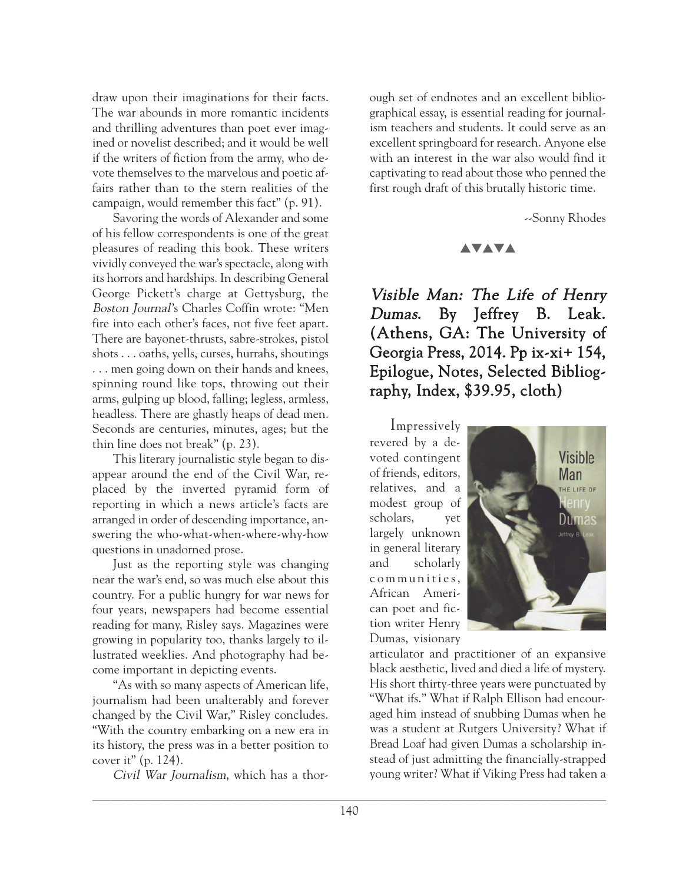draw upon their imaginations for their facts. The war abounds in more romantic incidents and thrilling adventures than poet ever imagined or novelist described; and it would be well if the writers of fiction from the army, who devote themselves to the marvelous and poetic affairs rather than to the stern realities of the campaign, would remember this fact" (p. 91).

Savoring the words of Alexander and some of his fellow correspondents is one of the great pleasures of reading this book. These writers vividly conveyed the war's spectacle, along with its horrors and hardships. In describing General George Pickett's charge at Gettysburg, the *Boston Journal*'s Charles Coffin wrote: "Men fire into each other's faces, not five feet apart. There are bayonet-thrusts, sabre-strokes, pistol shots . . . oaths, yells, curses, hurrahs, shoutings . . . men going down on their hands and knees, spinning round like tops, throwing out their arms, gulping up blood, falling; legless, armless, headless. There are ghastly heaps of dead men. Seconds are centuries, minutes, ages; but the thin line does not break" (p. 23).

This literary journalistic style began to disappear around the end of the Civil War, replaced by the inverted pyramid form of reporting in which a news article's facts are arranged in order of descending importance, answering the who-what-when-where-why-how questions in unadorned prose.

Just as the reporting style was changing near the war's end, so was much else about this country. For a public hungry for war news for four years, newspapers had become essential reading for many, Risley says. Magazines were growing in popularity too, thanks largely to illustrated weeklies. And photography had become important in depicting events.

"As with so many aspects of American life, journalism had been unalterably and forever changed by the Civil War," Risley concludes. "With the country embarking on a new era in its history, the press was in a better position to cover it" (p. 124).

*Civil War Journalism*, which has a thorough set of endnotes and an excellent bibliographical essay, is essential reading for journalism teachers and students. It could serve as an excellent springboard for research. Anyone else with an interest in the war also would find it captivating to read about those who penned the first rough draft of this brutally historic time.

--Sonny Rhodes

▲▼▲▼▲

## *Visible Man: The Life of Henry Dumas.* By Jeffrey B. Leak. (Athens, GA: The University of Georgia Press, 2014. Pp ix-xi+ 154, Epilogue, Notes, Selected Bibliography, Index, $39.95, cloth)

Impressively revered by a devoted contingent of friends, editors, relatives, and a modest group of scholars, yet largely unknown in general literary and scholarly communities, African American poet and fiction writer Henry Dumas, visionary articulator and practitioner of an expansive black aesthetic, lived and died a life of mystery. His short thirty-three years were punctuated by "What ifs." What if Ralph Ellison had encouraged him instead of snubbing Dumas when he was a student at Rutgers University? What if Bread Loaf had given Dumas a scholarship instead of just admitting the financially-strapped young writer? What if Viking Press had taken a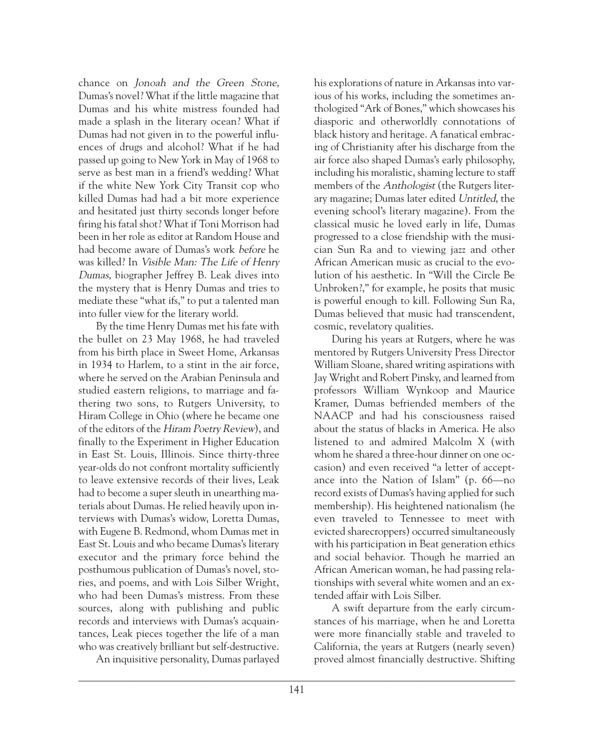chance on *Jonoah and the Green Stone*, Dumas's novel? What if the little magazine that Dumas and his white mistress founded had made a splash in the literary ocean? What if Dumas had not given in to the powerful influences of drugs and alcohol? What if he had passed up going to New York in May of 1968 to serve as best man in a friend's wedding? What if the white New York City Transit cop who killed Dumas had had a bit more experience and hesitated just thirty seconds longer before firing his fatal shot? What if Toni Morrison had been in her role as editor at Random House and had become aware of Dumas's work *before* he was killed? In *Visible Man: The Life of Henry Dumas*, biographer Jeffrey B. Leak dives into the mystery that is Henry Dumas and tries to mediate these "what ifs," to put a talented man into fuller view for the literary world.

By the time Henry Dumas met his fate with the bullet on 23 May 1968, he had traveled from his birth place in Sweet Home, Arkansas in 1934 to Harlem, to a stint in the air force, where he served on the Arabian Peninsula and studied eastern religions, to marriage and fathering two sons, to Rutgers University, to Hiram College in Ohio (where he became one of the editors of the *Hiram Poetry Review*), and finally to the Experiment in Higher Education in East St. Louis, Illinois. Since thirty-three year-olds do not confront mortality sufficiently to leave extensive records of their lives, Leak had to become a super sleuth in unearthing materials about Dumas. He relied heavily upon interviews with Dumas's widow, Loretta Dumas, with Eugene B. Redmond, whom Dumas met in East St. Louis and who became Dumas's literary executor and the primary force behind the posthumous publication of Dumas's novel, stories, and poems, and with Lois Silber Wright, who had been Dumas's mistress. From these sources, along with publishing and public records and interviews with Dumas's acquaintances, Leak pieces together the life of a man who was creatively brilliant but self-destructive.

An inquisitive personality, Dumas parlayed his explorations of nature in Arkansas into various of his works, including the sometimes anthologized "Ark of Bones," which showcases his diasporic and otherworldly connotations of black history and heritage. A fanatical embracing of Christianity after his discharge from the air force also shaped Dumas's early philosophy, including his moralistic, shaming lecture to staff members of the *Anthologist* (the Rutgers literary magazine; Dumas later edited *Untitled*, the evening school's literary magazine). From the classical music he loved early in life, Dumas progressed to a close friendship with the musician Sun Ra and to viewing jazz and other African American music as crucial to the evolution of his aesthetic. In "Will the Circle Be Unbroken?," for example, he posits that music is powerful enough to kill. Following Sun Ra, Dumas believed that music had transcendent, cosmic, revelatory qualities.

During his years at Rutgers, where he was mentored by Rutgers University Press Director William Sloane, shared writing aspirations with Jay Wright and Robert Pinsky, and learned from professors William Wynkoop and Maurice Kramer, Dumas befriended members of the NAACP and had his consciousness raised about the status of blacks in America. He also listened to and admired Malcolm X (with whom he shared a three-hour dinner on one occasion) and even received "a letter of acceptance into the Nation of Islam" (p. 66—no record exists of Dumas's having applied for such membership). His heightened nationalism (he even traveled to Tennessee to meet with evicted sharecroppers) occurred simultaneously with his participation in Beat generation ethics and social behavior. Though he married an African American woman, he had passing relationships with several white women and an extended affair with Lois Silber.

A swift departure from the early circumstances of his marriage, when he and Loretta were more financially stable and traveled to California, the years at Rutgers (nearly seven) proved almost financially destructive. Shifting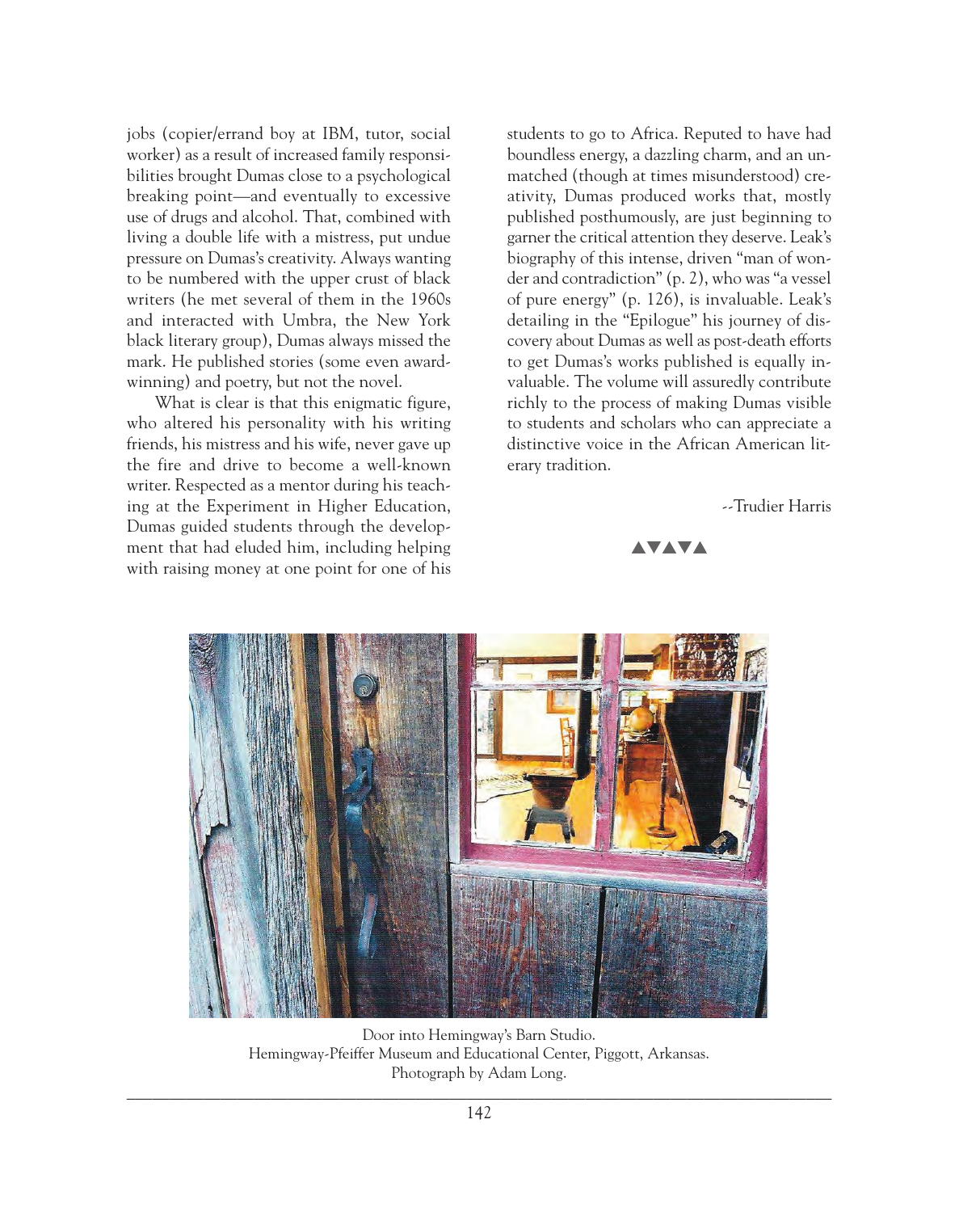jobs (copier/errand boy at IBM, tutor, social worker) as a result of increased family responsibilities brought Dumas close to a psychological breaking point—and eventually to excessive use of drugs and alcohol. That, combined with living a double life with a mistress, put undue pressure on Dumas's creativity. Always wanting to be numbered with the upper crust of black writers (he met several of them in the 1960s and interacted with Umbra, the New York black literary group), Dumas always missed the mark. He published stories (some even award-winning) and poetry, but not the novel.

What is clear is that this enigmatic figure, who altered his personality with his writing friends, his mistress and his wife, never gave up the fire and drive to become a well-known writer. Respected as a mentor during his teaching at the Experiment in Higher Education, Dumas guided students through the development that had eluded him, including helping with raising money at one point for one of his students to go to Africa. Reputed to have had boundless energy, a dazzling charm, and an unmatched (though at times misunderstood) creativity, Dumas produced works that, mostly published posthumously, are just beginning to garner the critical attention they deserve. Leak's biography of this intense, driven "man of wonder and contradiction" (p. 2), who was "a vessel of pure energy" (p. 126), is invaluable. Leak's detailing in the "Epilogue" his journey of discovery about Dumas as well as post-death efforts to get Dumas's works published is equally invaluable. The volume will assuredly contribute richly to the process of making Dumas visible to students and scholars who can appreciate a distinctive voice in the African American literary tradition.

--Trudier Harris

▲▼▲▼▲

Door into Hemingway's Barn Studio.
Hemingway-Pfeiffer Museum and Educational Center, Piggott, Arkansas.
Photograph by Adam Long.